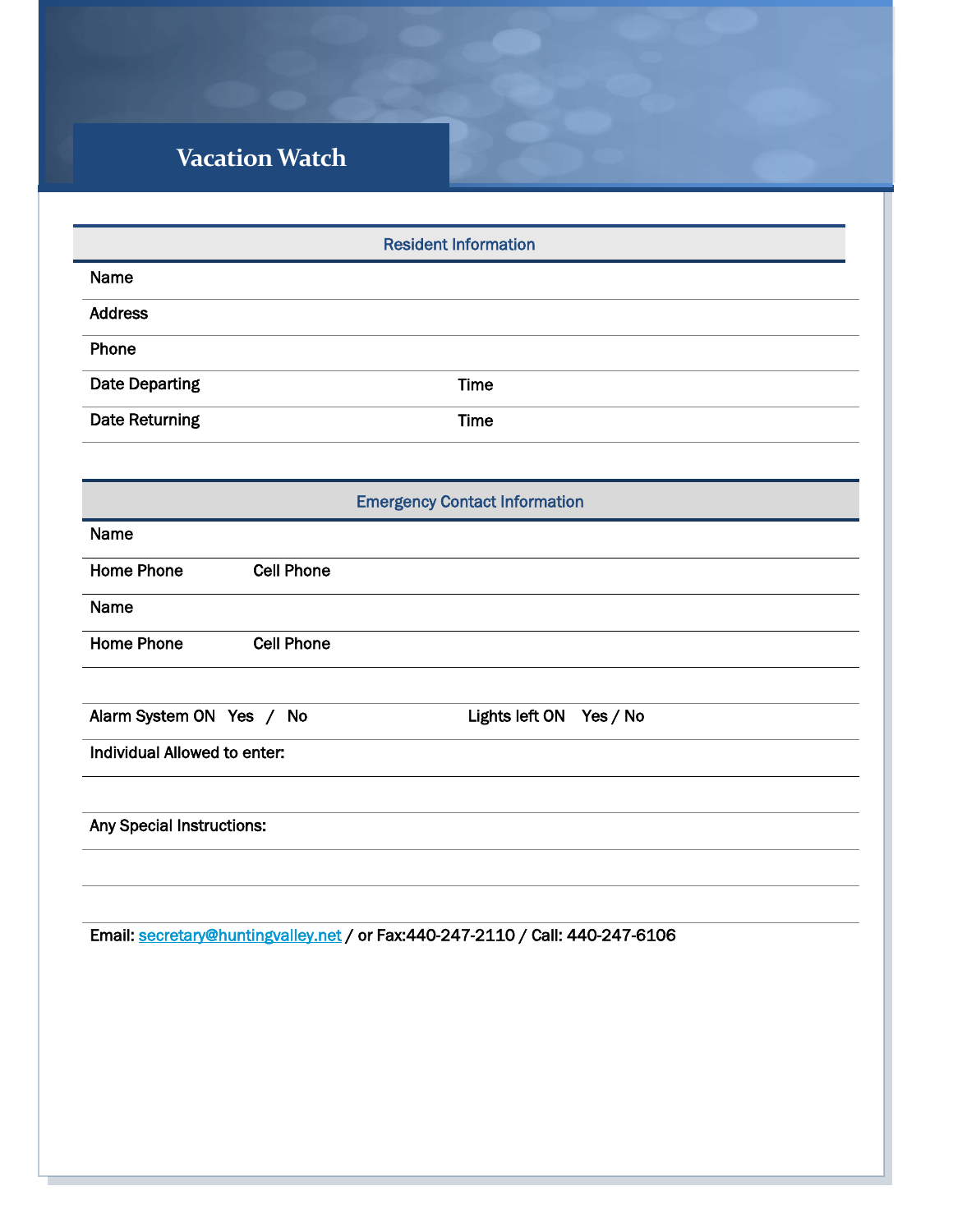# Vacation Watch

## Resident Information

Name

Address

Phone

Date Departing Time

Date Returning Time

## Emergency Contact Information

Name

Home Phone Cell Phone

Name

Home Phone Cell Phone

Alarm System ON Yes / No Lights left ON Yes / No

Individual Allowed to enter:

Any Special Instructions:

Email: secretary@huntingvalley.net / or Fax:440-247-2110 / Call: 440-247-6106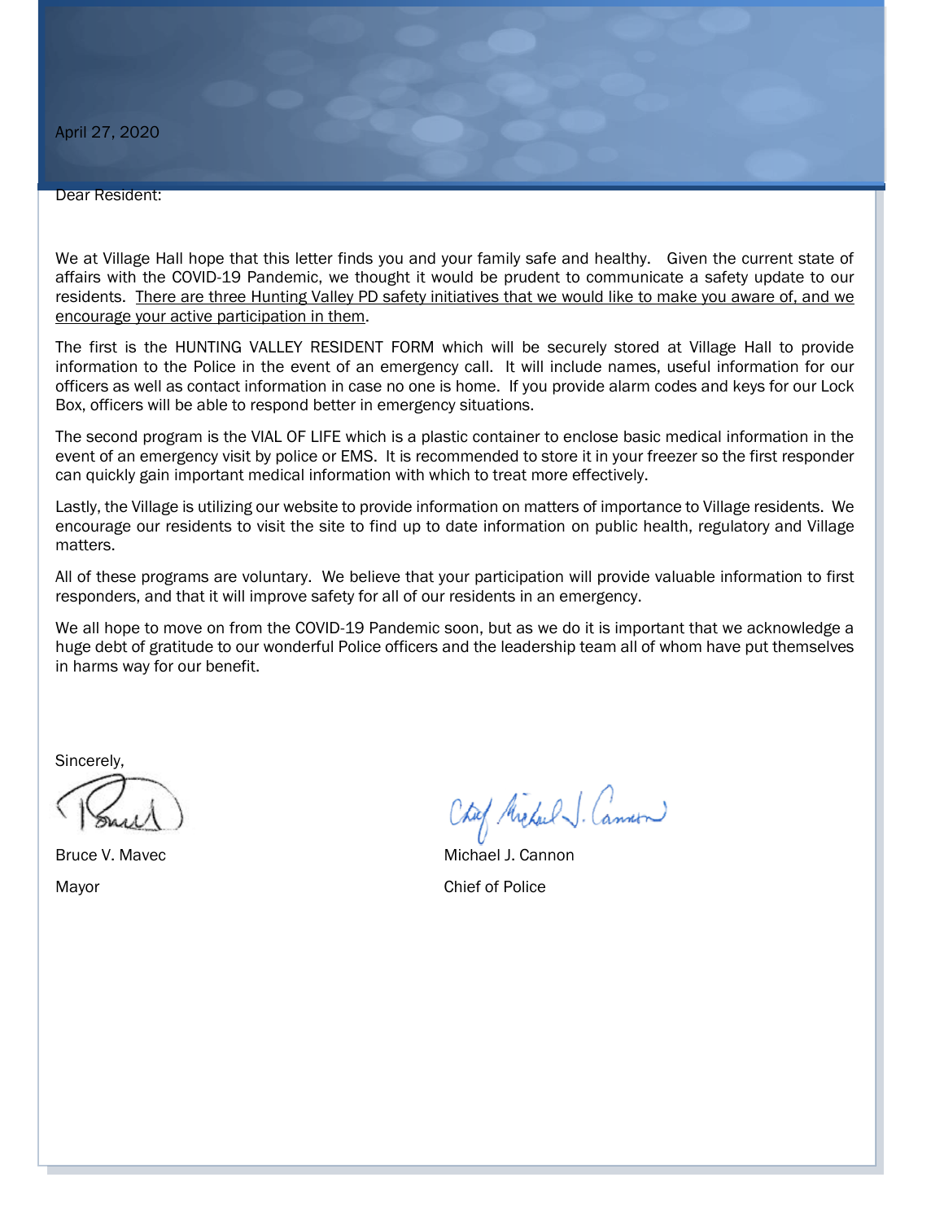April 27, 2020

Dear Resident:

We at Village Hall hope that this letter finds you and your family safe and healthy. Given the current state of affairs with the COVID-19 Pandemic, we thought it would be prudent to communicate a safety update to our residents. <u>There are three Hunting Valley PD safety initiatives that we would like to make you aware of, and we encourage your active participation in them</u>.

The first is the HUNTING VALLEY RESIDENT FORM which will be securely stored at Village Hall to provide information to the Police in the event of an emergency call. It will include names, useful information for our officers as well as contact information in case no one is home. If you provide alarm codes and keys for our Lock Box, officers will be able to respond better in emergency situations.

The second program is the VIAL OF LIFE which is a plastic container to enclose basic medical information in the event of an emergency visit by police or EMS. It is recommended to store it in your freezer so the first responder can quickly gain important medical information with which to treat more effectively.

Lastly, the Village is utilizing our website to provide information on matters of importance to Village residents. We encourage our residents to visit the site to find up to date information on public health, regulatory and Village matters.

All of these programs are voluntary. We believe that your participation will provide valuable information to first responders, and that it will improve safety for all of our residents in an emergency.

We all hope to move on from the COVID-19 Pandemic soon, but as we do it is important that we acknowledge a huge debt of gratitude to our wonderful Police officers and the leadership team all of whom have put themselves in harms way for our benefit.

Sincerely,

Bruce V. Mavec
Mayor

Michael J. Cannon
Chief of Police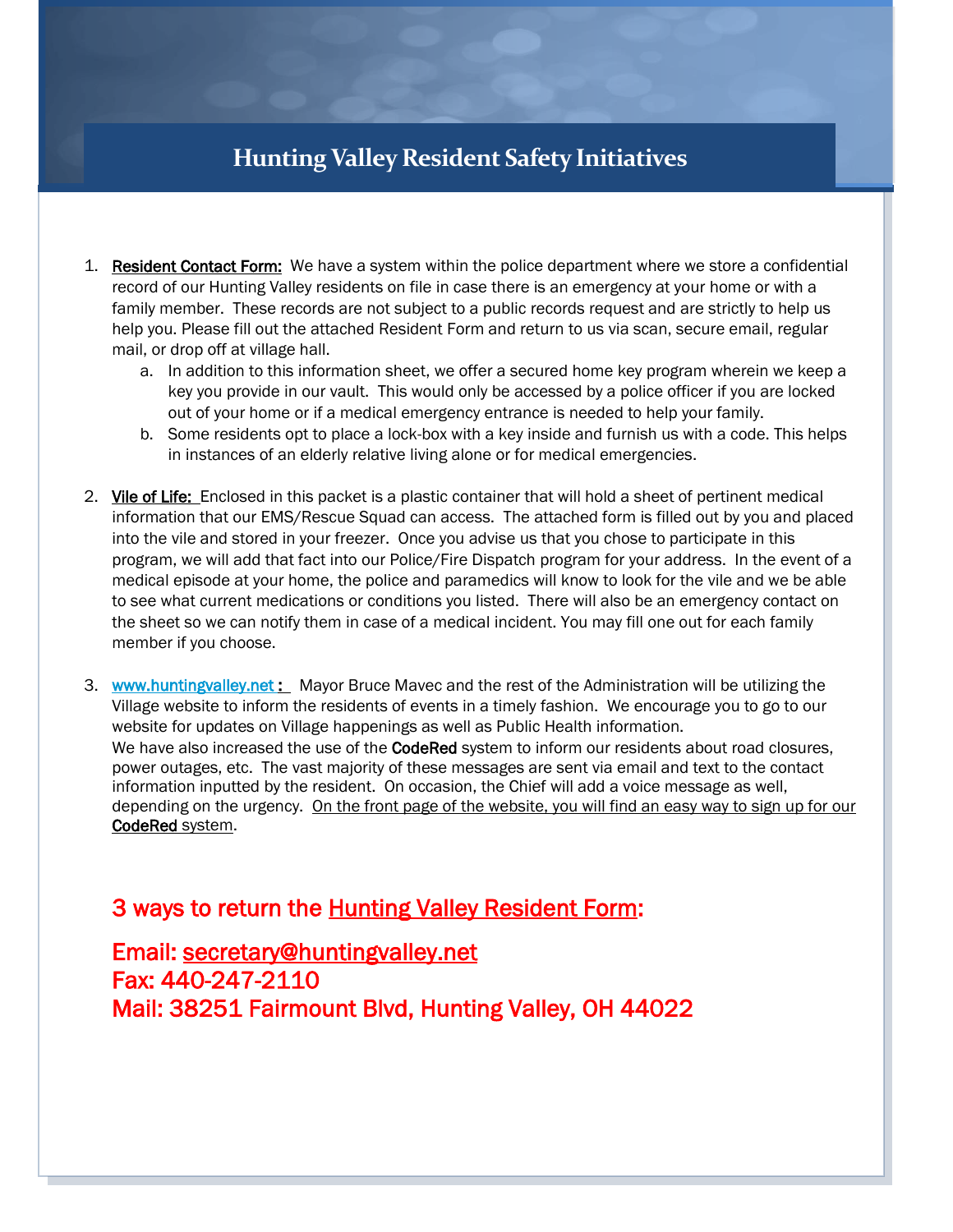# Hunting Valley Resident Safety Initiatives

1. Resident Contact Form: We have a system within the police department where we store a confidential record of our Hunting Valley residents on file in case there is an emergency at your home or with a family member. These records are not subject to a public records request and are strictly to help us help you. Please fill out the attached Resident Form and return to us via scan, secure email, regular mail, or drop off at village hall.
   a. In addition to this information sheet, we offer a secured home key program wherein we keep a key you provide in our vault. This would only be accessed by a police officer if you are locked out of your home or if a medical emergency entrance is needed to help your family.
   b. Some residents opt to place a lock-box with a key inside and furnish us with a code. This helps in instances of an elderly relative living alone or for medical emergencies.

2. Vile of Life: Enclosed in this packet is a plastic container that will hold a sheet of pertinent medical information that our EMS/Rescue Squad can access. The attached form is filled out by you and placed into the vile and stored in your freezer. Once you advise us that you chose to participate in this program, we will add that fact into our Police/Fire Dispatch program for your address. In the event of a medical episode at your home, the police and paramedics will know to look for the vile and we be able to see what current medications or conditions you listed. There will also be an emergency contact on the sheet so we can notify them in case of a medical incident. You may fill one out for each family member if you choose.

3. www.huntingvalley.net : Mayor Bruce Mavec and the rest of the Administration will be utilizing the Village website to inform the residents of events in a timely fashion. We encourage you to go to our website for updates on Village happenings as well as Public Health information.
   We have also increased the use of the **CodeRed** system to inform our residents about road closures, power outages, etc. The vast majority of these messages are sent via email and text to the contact information inputted by the resident. On occasion, the Chief will add a voice message as well, depending on the urgency. On the front page of the website, you will find an easy way to sign up for our **CodeRed** system.

## 3 ways to return the Hunting Valley Resident Form:

**Email: secretary@huntingvalley.net**
**Fax: 440-247-2110**
**Mail: 38251 Fairmount Blvd, Hunting Valley, OH 44022**